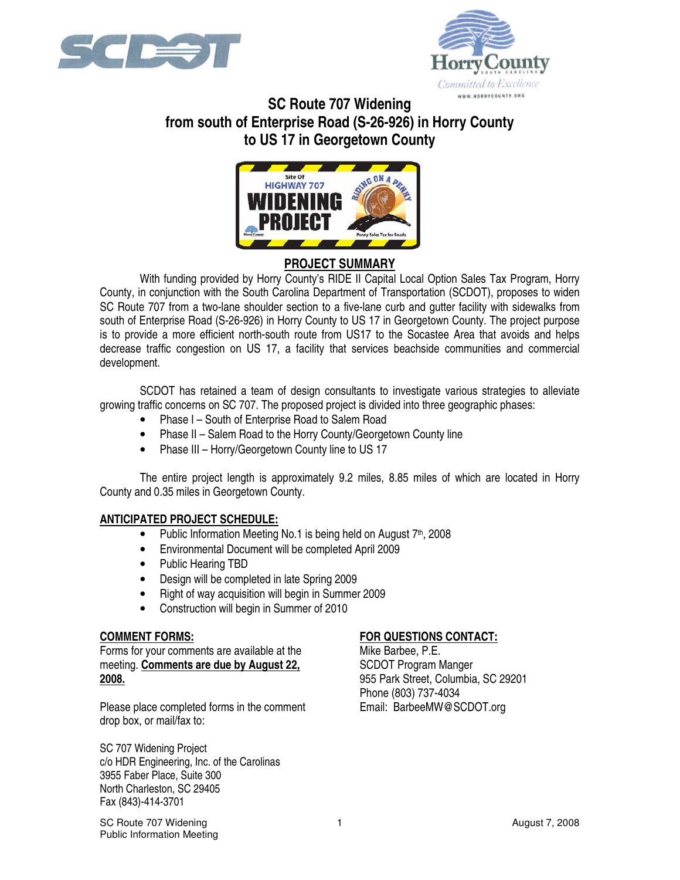# SC Route 707 Widening from south of Enterprise Road (S-26-926) in Horry County to US 17 in Georgetown County

## PROJECT SUMMARY

With funding provided by Horry County's RIDE II Capital Local Option Sales Tax Program, Horry County, in conjunction with the South Carolina Department of Transportation (SCDOT), proposes to widen SC Route 707 from a two-lane shoulder section to a five-lane curb and gutter facility with sidewalks from south of Enterprise Road (S-26-926) in Horry County to US 17 in Georgetown County. The project purpose is to provide a more efficient north-south route from US17 to the Socastee Area that avoids and helps decrease traffic congestion on US 17, a facility that services beachside communities and commercial development.

SCDOT has retained a team of design consultants to investigate various strategies to alleviate growing traffic concerns on SC 707. The proposed project is divided into three geographic phases:

- Phase I – South of Enterprise Road to Salem Road
- Phase II – Salem Road to the Horry County/Georgetown County line
- Phase III – Horry/Georgetown County line to US 17

The entire project length is approximately 9.2 miles, 8.85 miles of which are located in Horry County and 0.35 miles in Georgetown County.

## ANTICIPATED PROJECT SCHEDULE:

- Public Information Meeting No.1 is being held on August 7th, 2008
- Environmental Document will be completed April 2009
- Public Hearing TBD
- Design will be completed in late Spring 2009
- Right of way acquisition will begin in Summer 2009
- Construction will begin in Summer of 2010

## COMMENT FORMS:

Forms for your comments are available at the meeting. **Comments are due by August 22, 2008.**

Please place completed forms in the comment drop box, or mail/fax to:

SC 707 Widening Project
c/o HDR Engineering, Inc. of the Carolinas
3955 Faber Place, Suite 300
North Charleston, SC 29405
Fax (843)-414-3701

## FOR QUESTIONS CONTACT:

Mike Barbee, P.E.
SCDOT Program Manger
955 Park Street, Columbia, SC 29201
Phone (803) 737-4034
Email: BarbeeMW@SCDOT.org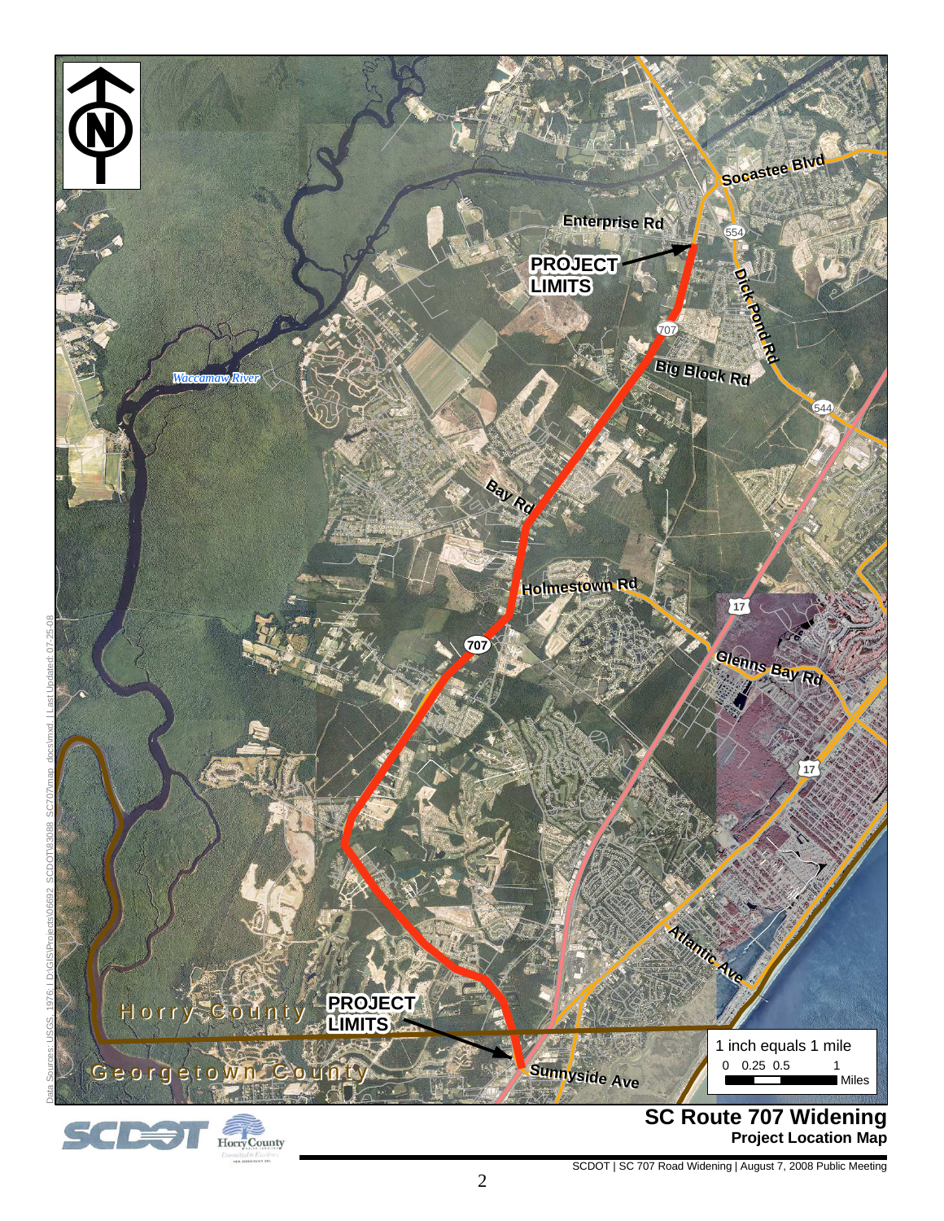PROJECT LIMITS

Socastee Blvd

Enterprise Rd

554

Dick Pond Rd

707

Big Block Rd

Waccamaw River

544

Bay Rd

Holmestown Rd

17

707

Glenns Bay Rd

17

Atlantic Ave

Horry County

PROJECT LIMITS

Georgetown County

Sunnyside Ave

1 inch equals 1 mile

0 0.25 0.5 1

Miles

Data Sources: USGS, 1976 | D:\GIS\Projects\06692_SCDOT\83088_SC707\map_docs\mxd | Last Updated: 07-25-08

# SC Route 707 Widening

**Project Location Map**

SCDOT | SC 707 Road Widening | August 7, 2008 Public Meeting